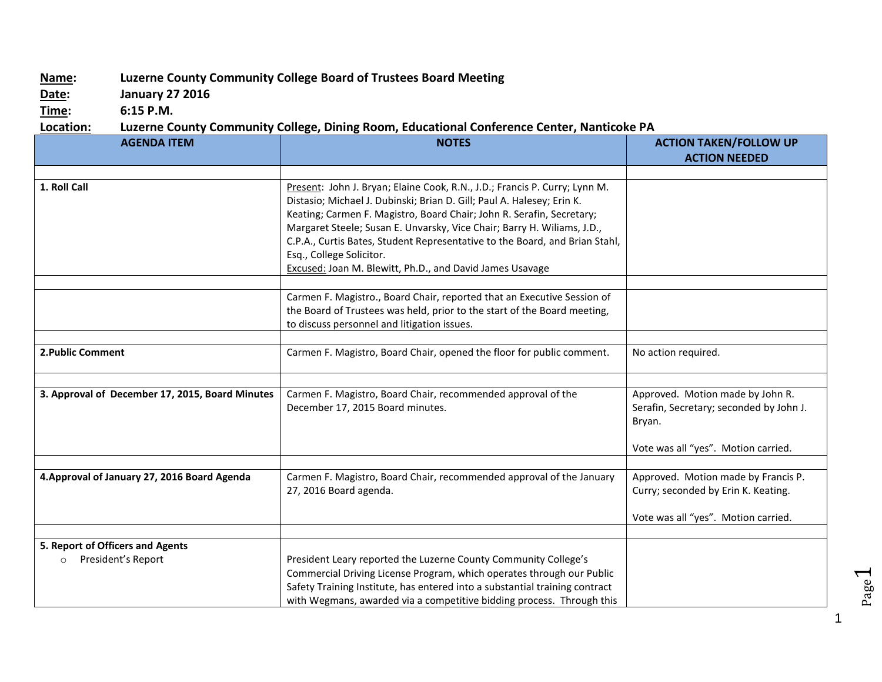**Name:** Luzerne County Community College Board of Trustees Board Meeting
**Date:** January 27 2016
**Time:** 6:15 P.M.
**Location:** Luzerne County Community College, Dining Room, Educational Conference Center, Nanticoke PA

| AGENDA ITEM | NOTES | ACTION TAKEN/FOLLOW UP ACTION NEEDED |
|---|---|---|
| | | |
| **1. Roll Call** | Present: John J. Bryan; Elaine Cook, R.N., J.D.; Francis P. Curry; Lynn M. Distasio; Michael J. Dubinski; Brian D. Gill; Paul A. Halesey; Erin K. Keating; Carmen F. Magistro, Board Chair; John R. Serafin, Secretary; Margaret Steele; Susan E. Unvarsky, Vice Chair; Barry H. Wiliams, J.D., C.P.A., Curtis Bates, Student Representative to the Board, and Brian Stahl, Esq., College Solicitor.<br>Excused: Joan M. Blewitt, Ph.D., and David James Usavage | |
| | | |
| | Carmen F. Magistro., Board Chair, reported that an Executive Session of the Board of Trustees was held, prior to the start of the Board meeting, to discuss personnel and litigation issues. | |
| | | |
| **2.Public Comment** | Carmen F. Magistro, Board Chair, opened the floor for public comment. | No action required. |
| | | |
| **3. Approval of December 17, 2015, Board Minutes** | Carmen F. Magistro, Board Chair, recommended approval of the December 17, 2015 Board minutes. | Approved. Motion made by John R. Serafin, Secretary; seconded by John J. Bryan.<br><br>Vote was all "yes". Motion carried. |
| | | |
| **4.Approval of January 27, 2016 Board Agenda** | Carmen F. Magistro, Board Chair, recommended approval of the January 27, 2016 Board agenda. | Approved. Motion made by Francis P. Curry; seconded by Erin K. Keating.<br><br>Vote was all "yes". Motion carried. |
| | | |
| **5. Report of Officers and Agents**<br>○ President's Report | President Leary reported the Luzerne County Community College's Commercial Driving License Program, which operates through our Public Safety Training Institute, has entered into a substantial training contract with Wegmans, awarded via a competitive bidding process. Through this | |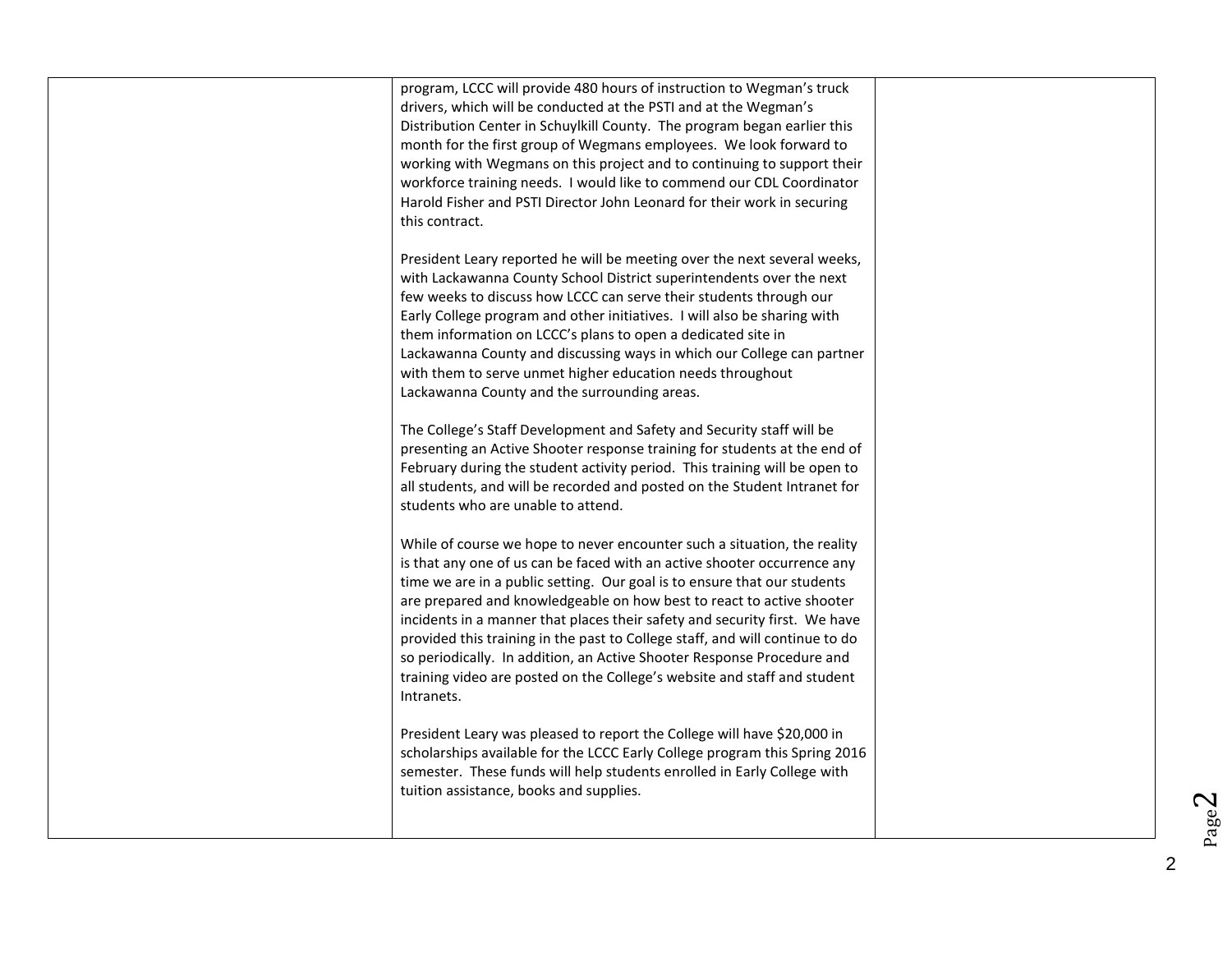| | | |
|---|---|---|
| | program, LCCC will provide 480 hours of instruction to Wegman's truck drivers, which will be conducted at the PSTI and at the Wegman's Distribution Center in Schuylkill County. The program began earlier this month for the first group of Wegmans employees. We look forward to working with Wegmans on this project and to continuing to support their workforce training needs. I would like to commend our CDL Coordinator Harold Fisher and PSTI Director John Leonard for their work in securing this contract.<br><br>President Leary reported he will be meeting over the next several weeks, with Lackawanna County School District superintendents over the next few weeks to discuss how LCCC can serve their students through our Early College program and other initiatives. I will also be sharing with them information on LCCC's plans to open a dedicated site in Lackawanna County and discussing ways in which our College can partner with them to serve unmet higher education needs throughout Lackawanna County and the surrounding areas.<br><br>The College's Staff Development and Safety and Security staff will be presenting an Active Shooter response training for students at the end of February during the student activity period. This training will be open to all students, and will be recorded and posted on the Student Intranet for students who are unable to attend.<br><br>While of course we hope to never encounter such a situation, the reality is that any one of us can be faced with an active shooter occurrence any time we are in a public setting. Our goal is to ensure that our students are prepared and knowledgeable on how best to react to active shooter incidents in a manner that places their safety and security first. We have provided this training in the past to College staff, and will continue to do so periodically. In addition, an Active Shooter Response Procedure and training video are posted on the College's website and staff and student Intranets.<br><br>President Leary was pleased to report the College will have $20,000 in scholarships available for the LCCC Early College program this Spring 2016 semester. These funds will help students enrolled in Early College with tuition assistance, books and supplies. | |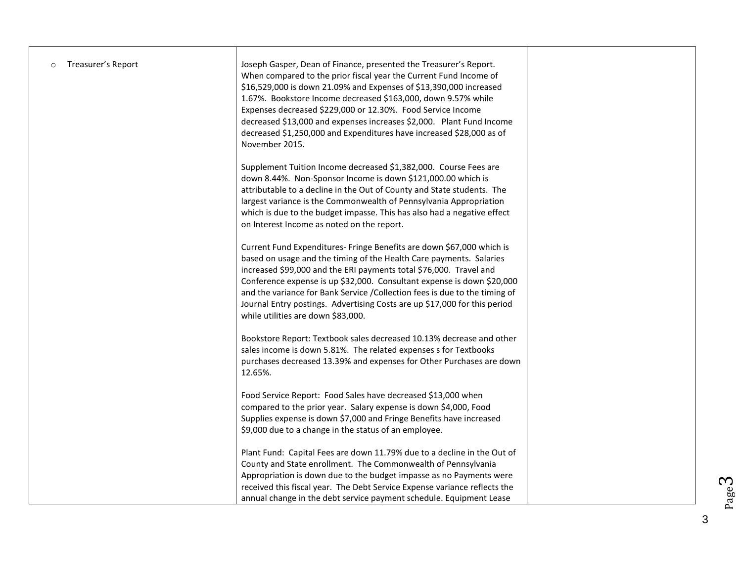| | | |
|---|---|---|
| ○ Treasurer's Report | Joseph Gasper, Dean of Finance, presented the Treasurer's Report. When compared to the prior fiscal year the Current Fund Income of $16,529,000 is down 21.09% and Expenses of $13,390,000 increased 1.67%. Bookstore Income decreased $163,000, down 9.57% while Expenses decreased $229,000 or 12.30%. Food Service Income decreased $13,000 and expenses increases $2,000. Plant Fund Income decreased $1,250,000 and Expenditures have increased $28,000 as of November 2015.<br><br>Supplement Tuition Income decreased $1,382,000. Course Fees are down 8.44%. Non-Sponsor Income is down $121,000.00 which is attributable to a decline in the Out of County and State students. The largest variance is the Commonwealth of Pennsylvania Appropriation which is due to the budget impasse. This has also had a negative effect on Interest Income as noted on the report.<br><br>Current Fund Expenditures- Fringe Benefits are down $67,000 which is based on usage and the timing of the Health Care payments. Salaries increased $99,000 and the ERI payments total $76,000. Travel and Conference expense is up $32,000. Consultant expense is down $20,000 and the variance for Bank Service /Collection fees is due to the timing of Journal Entry postings. Advertising Costs are up $17,000 for this period while utilities are down $83,000.<br><br>Bookstore Report: Textbook sales decreased 10.13% decrease and other sales income is down 5.81%. The related expenses s for Textbooks purchases decreased 13.39% and expenses for Other Purchases are down 12.65%.<br><br>Food Service Report: Food Sales have decreased $13,000 when compared to the prior year. Salary expense is down $4,000, Food Supplies expense is down $7,000 and Fringe Benefits have increased $9,000 due to a change in the status of an employee.<br><br>Plant Fund: Capital Fees are down 11.79% due to a decline in the Out of County and State enrollment. The Commonwealth of Pennsylvania Appropriation is down due to the budget impasse as no Payments were received this fiscal year. The Debt Service Expense variance reflects the annual change in the debt service payment schedule. Equipment Lease | |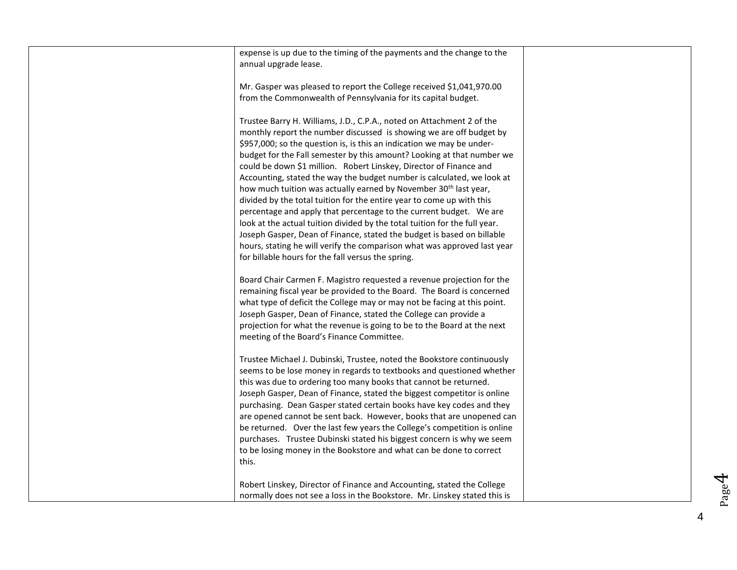expense is up due to the timing of the payments and the change to the annual upgrade lease.

Mr. Gasper was pleased to report the College received $1,041,970.00 from the Commonwealth of Pennsylvania for its capital budget.

Trustee Barry H. Williams, J.D., C.P.A., noted on Attachment 2 of the monthly report the number discussed is showing we are off budget by $957,000; so the question is, is this an indication we may be under-budget for the Fall semester by this amount? Looking at that number we could be down $1 million. Robert Linskey, Director of Finance and Accounting, stated the way the budget number is calculated, we look at how much tuition was actually earned by November 30th last year, divided by the total tuition for the entire year to come up with this percentage and apply that percentage to the current budget. We are look at the actual tuition divided by the total tuition for the full year. Joseph Gasper, Dean of Finance, stated the budget is based on billable hours, stating he will verify the comparison what was approved last year for billable hours for the fall versus the spring.

Board Chair Carmen F. Magistro requested a revenue projection for the remaining fiscal year be provided to the Board. The Board is concerned what type of deficit the College may or may not be facing at this point. Joseph Gasper, Dean of Finance, stated the College can provide a projection for what the revenue is going to be to the Board at the next meeting of the Board's Finance Committee.

Trustee Michael J. Dubinski, Trustee, noted the Bookstore continuously seems to be lose money in regards to textbooks and questioned whether this was due to ordering too many books that cannot be returned. Joseph Gasper, Dean of Finance, stated the biggest competitor is online purchasing. Dean Gasper stated certain books have key codes and they are opened cannot be sent back. However, books that are unopened can be returned. Over the last few years the College's competition is online purchases. Trustee Dubinski stated his biggest concern is why we seem to be losing money in the Bookstore and what can be done to correct this.

Robert Linskey, Director of Finance and Accounting, stated the College normally does not see a loss in the Bookstore. Mr. Linskey stated this is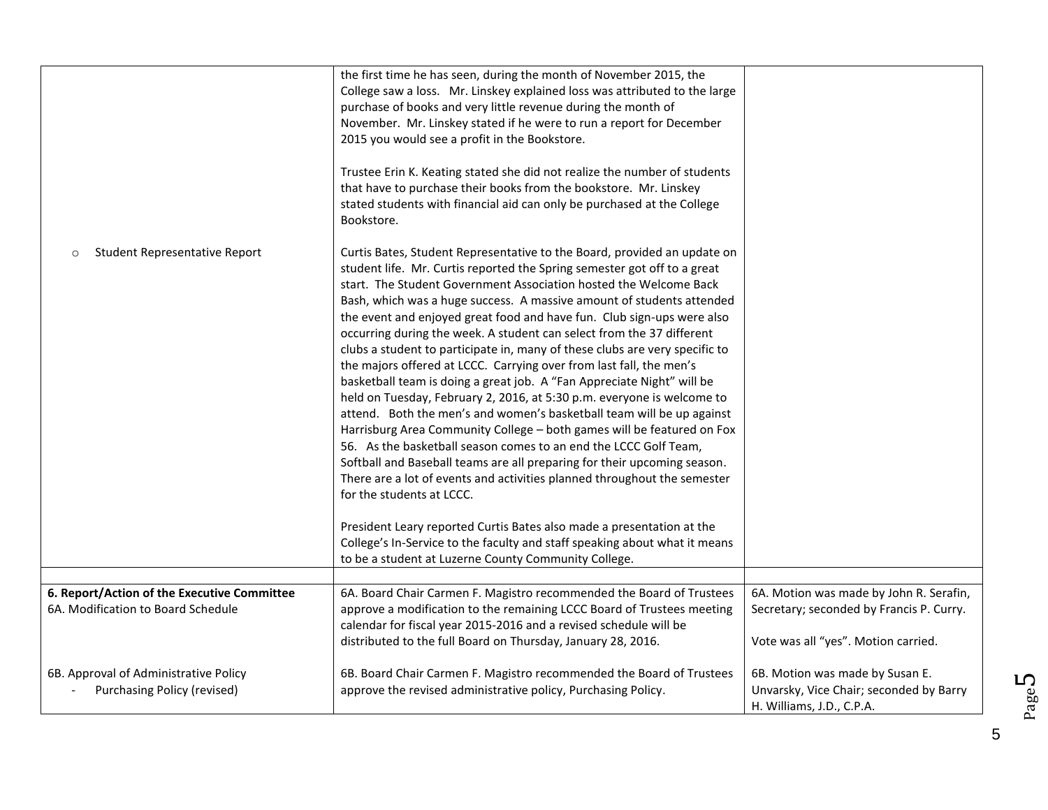| | | |
|---|---|---|
| | the first time he has seen, during the month of November 2015, the College saw a loss. Mr. Linskey explained loss was attributed to the large purchase of books and very little revenue during the month of November. Mr. Linskey stated if he were to run a report for December 2015 you would see a profit in the Bookstore.<br><br>Trustee Erin K. Keating stated she did not realize the number of students that have to purchase their books from the bookstore. Mr. Linskey stated students with financial aid can only be purchased at the College Bookstore. | |
| ○ Student Representative Report | Curtis Bates, Student Representative to the Board, provided an update on student life. Mr. Curtis reported the Spring semester got off to a great start. The Student Government Association hosted the Welcome Back Bash, which was a huge success. A massive amount of students attended the event and enjoyed great food and have fun. Club sign-ups were also occurring during the week. A student can select from the 37 different clubs a student to participate in, many of these clubs are very specific to the majors offered at LCCC. Carrying over from last fall, the men's basketball team is doing a great job. A "Fan Appreciate Night" will be held on Tuesday, February 2, 2016, at 5:30 p.m. everyone is welcome to attend. Both the men's and women's basketball team will be up against Harrisburg Area Community College – both games will be featured on Fox 56. As the basketball season comes to an end the LCCC Golf Team, Softball and Baseball teams are all preparing for their upcoming season. There are a lot of events and activities planned throughout the semester for the students at LCCC.<br><br>President Leary reported Curtis Bates also made a presentation at the College's In-Service to the faculty and staff speaking about what it means to be a student at Luzerne County Community College. | |
| | | |
| **6. Report/Action of the Executive Committee**<br>6A. Modification to Board Schedule<br><br><br><br>6B. Approval of Administrative Policy<br>- Purchasing Policy (revised) | 6A. Board Chair Carmen F. Magistro recommended the Board of Trustees approve a modification to the remaining LCCC Board of Trustees meeting calendar for fiscal year 2015-2016 and a revised schedule will be distributed to the full Board on Thursday, January 28, 2016.<br><br>6B. Board Chair Carmen F. Magistro recommended the Board of Trustees approve the revised administrative policy, Purchasing Policy. | 6A. Motion was made by John R. Serafin, Secretary; seconded by Francis P. Curry.<br><br>Vote was all "yes". Motion carried.<br><br>6B. Motion was made by Susan E. Unvarsky, Vice Chair; seconded by Barry H. Williams, J.D., C.P.A. |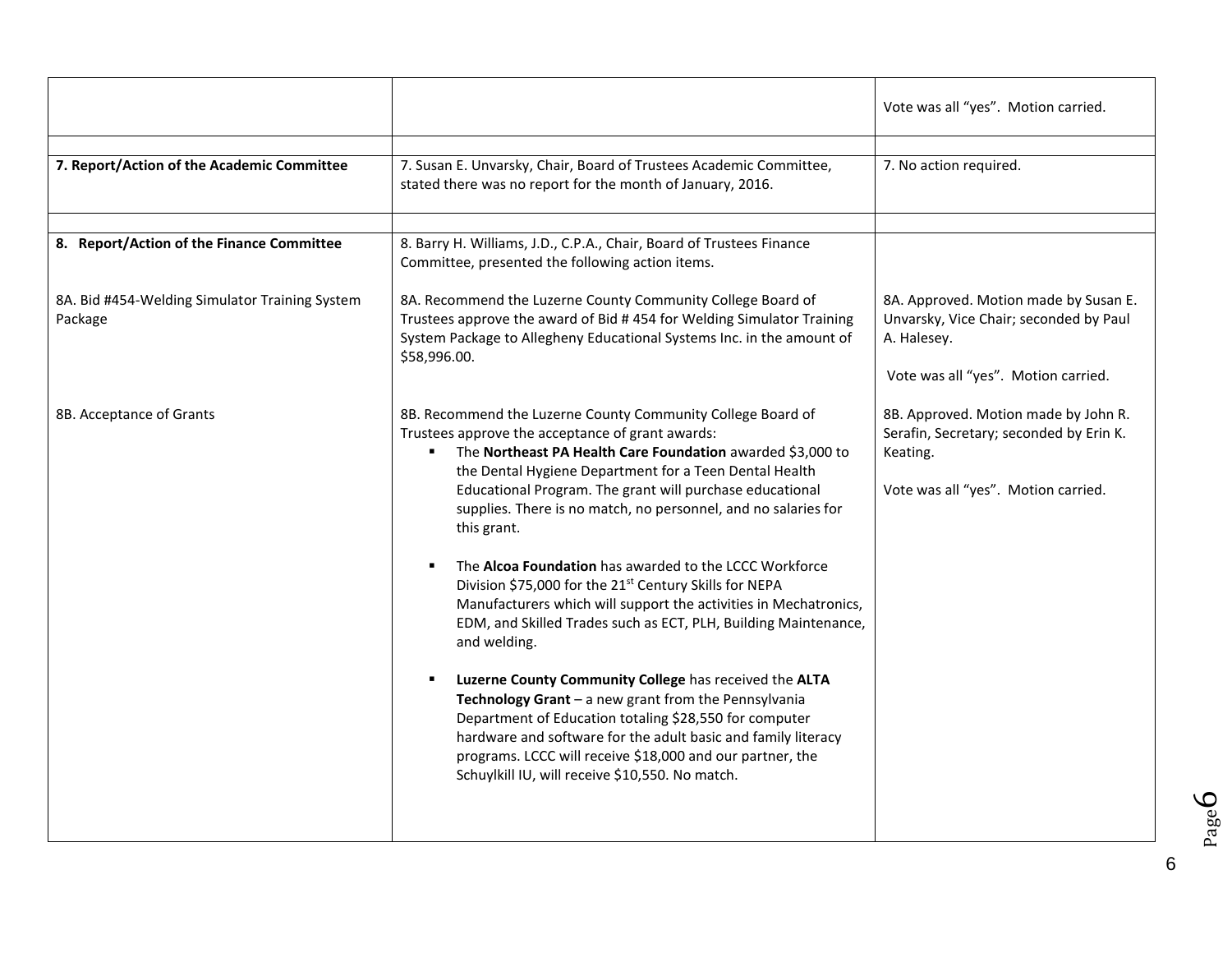| | | |
|---|---|---|
| | | Vote was all "yes". Motion carried. |
| | | |
| **7. Report/Action of the Academic Committee** | 7. Susan E. Unvarsky, Chair, Board of Trustees Academic Committee, stated there was no report for the month of January, 2016. | 7. No action required. |
| | | |
| **8. Report/Action of the Finance Committee**<br><br>8A. Bid #454-Welding Simulator Training System Package<br><br>8B. Acceptance of Grants | 8. Barry H. Williams, J.D., C.P.A., Chair, Board of Trustees Finance Committee, presented the following action items.<br><br>8A. Recommend the Luzerne County Community College Board of Trustees approve the award of Bid # 454 for Welding Simulator Training System Package to Allegheny Educational Systems Inc. in the amount of $58,996.00.<br><br>8B. Recommend the Luzerne County Community College Board of Trustees approve the acceptance of grant awards:<br>- The **Northeast PA Health Care Foundation** awarded $3,000 to the Dental Hygiene Department for a Teen Dental Health Educational Program. The grant will purchase educational supplies. There is no match, no personnel, and no salaries for this grant.<br>- The **Alcoa Foundation** has awarded to the LCCC Workforce Division $75,000 for the 21st Century Skills for NEPA Manufacturers which will support the activities in Mechatronics, EDM, and Skilled Trades such as ECT, PLH, Building Maintenance, and welding.<br>- **Luzerne County Community College** has received the **ALTA Technology Grant** – a new grant from the Pennsylvania Department of Education totaling $28,550 for computer hardware and software for the adult basic and family literacy programs. LCCC will receive $18,000 and our partner, the Schuylkill IU, will receive $10,550. No match. | 8A. Approved. Motion made by Susan E. Unvarsky, Vice Chair; seconded by Paul A. Halesey.<br><br>Vote was all "yes". Motion carried.<br><br>8B. Approved. Motion made by John R. Serafin, Secretary; seconded by Erin K. Keating.<br><br>Vote was all "yes". Motion carried. |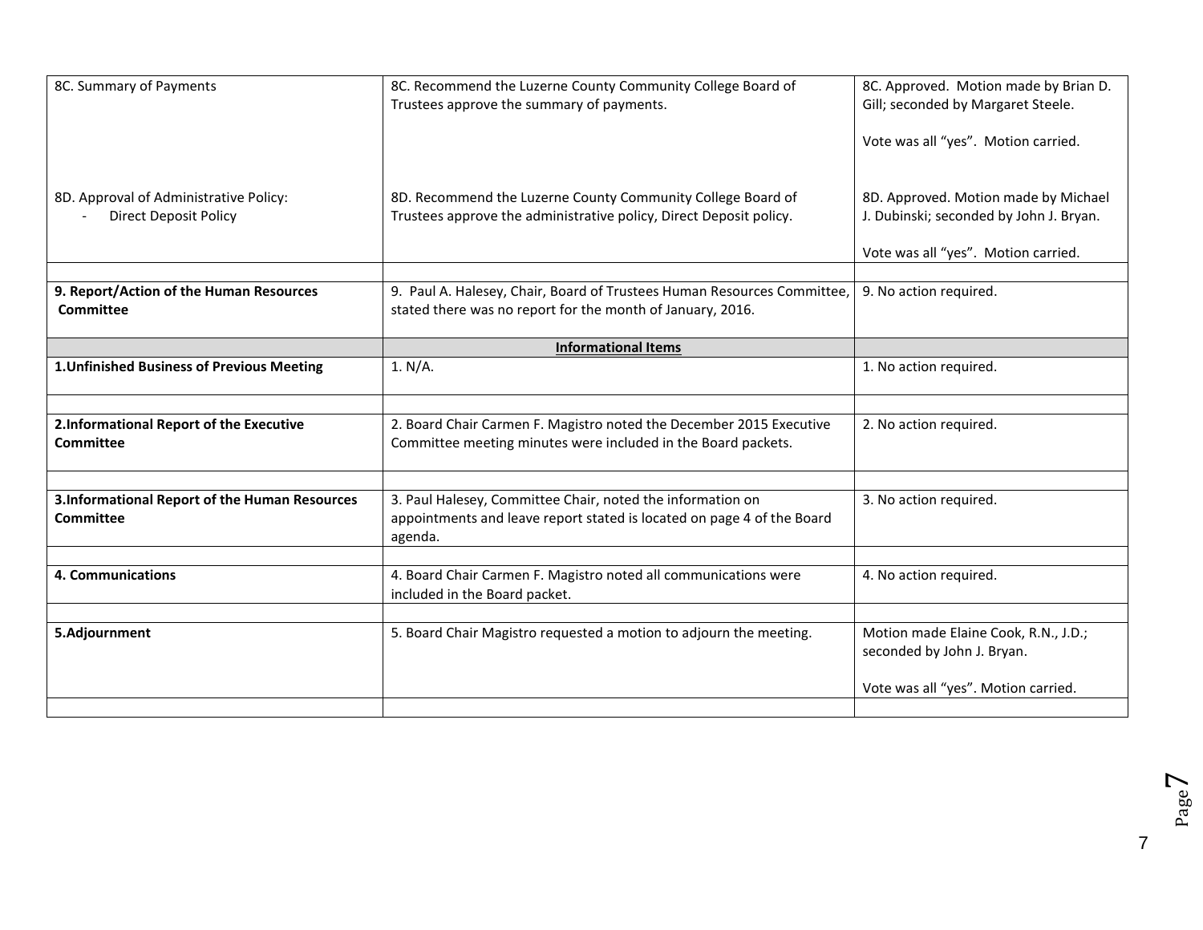| | | |
|---|---|---|
| 8C. Summary of Payments | 8C. Recommend the Luzerne County Community College Board of Trustees approve the summary of payments. | 8C. Approved. Motion made by Brian D. Gill; seconded by Margaret Steele.<br><br>Vote was all "yes". Motion carried. |
| 8D. Approval of Administrative Policy:<br>- Direct Deposit Policy | 8D. Recommend the Luzerne County Community College Board of Trustees approve the administrative policy, Direct Deposit policy. | 8D. Approved. Motion made by Michael J. Dubinski; seconded by John J. Bryan.<br><br>Vote was all "yes". Motion carried. |
| | | |
| **9. Report/Action of the Human Resources Committee** | 9. Paul A. Halesey, Chair, Board of Trustees Human Resources Committee, stated there was no report for the month of January, 2016. | 9. No action required. |
| | **Informational Items** | |
| **1.Unfinished Business of Previous Meeting** | 1. N/A. | 1. No action required. |
| | | |
| **2.Informational Report of the Executive Committee** | 2. Board Chair Carmen F. Magistro noted the December 2015 Executive Committee meeting minutes were included in the Board packets. | 2. No action required. |
| | | |
| **3.Informational Report of the Human Resources Committee** | 3. Paul Halesey, Committee Chair, noted the information on appointments and leave report stated is located on page 4 of the Board agenda. | 3. No action required. |
| | | |
| **4. Communications** | 4. Board Chair Carmen F. Magistro noted all communications were included in the Board packet. | 4. No action required. |
| | | |
| **5.Adjournment** | 5. Board Chair Magistro requested a motion to adjourn the meeting. | Motion made Elaine Cook, R.N., J.D.; seconded by John J. Bryan.<br><br>Vote was all "yes". Motion carried. |
| | | |